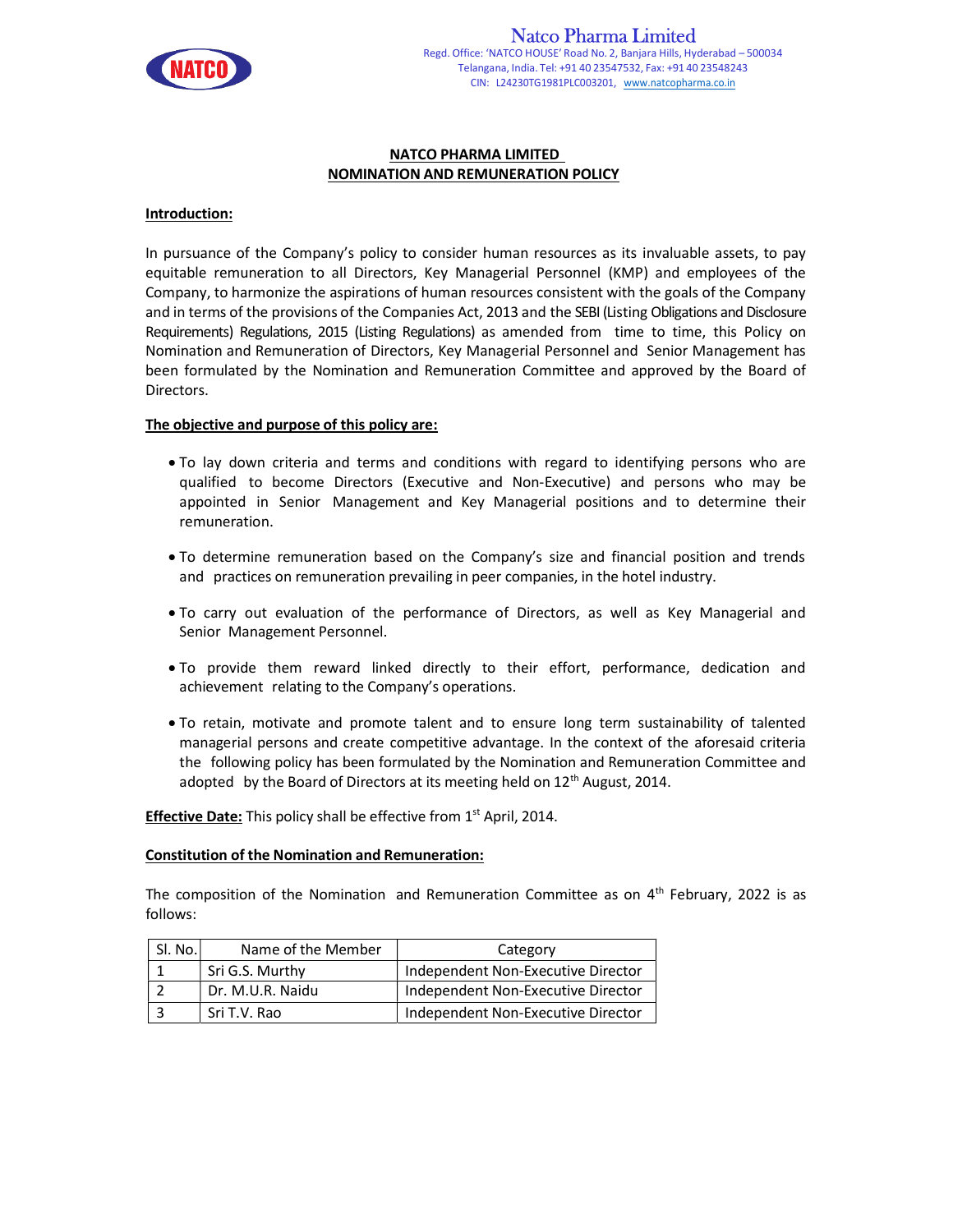# NATCO PHARMA LIMITED
# NOMINATION AND REMUNERATION POLICY

**Introduction:**

In pursuance of the Company's policy to consider human resources as its invaluable assets, to pay equitable remuneration to all Directors, Key Managerial Personnel (KMP) and employees of the Company, to harmonize the aspirations of human resources consistent with the goals of the Company and in terms of the provisions of the Companies Act, 2013 and the SEBI (Listing Obligations and Disclosure Requirements) Regulations, 2015 (Listing Regulations) as amended from time to time, this Policy on Nomination and Remuneration of Directors, Key Managerial Personnel and Senior Management has been formulated by the Nomination and Remuneration Committee and approved by the Board of Directors.

**The objective and purpose of this policy are:**

- To lay down criteria and terms and conditions with regard to identifying persons who are qualified to become Directors (Executive and Non-Executive) and persons who may be appointed in Senior Management and Key Managerial positions and to determine their remuneration.
- To determine remuneration based on the Company's size and financial position and trends and practices on remuneration prevailing in peer companies, in the hotel industry.
- To carry out evaluation of the performance of Directors, as well as Key Managerial and Senior Management Personnel.
- To provide them reward linked directly to their effort, performance, dedication and achievement relating to the Company's operations.
- To retain, motivate and promote talent and to ensure long term sustainability of talented managerial persons and create competitive advantage. In the context of the aforesaid criteria the following policy has been formulated by the Nomination and Remuneration Committee and adopted by the Board of Directors at its meeting held on 12th August, 2014.

**Effective Date:** This policy shall be effective from 1st April, 2014.

**Constitution of the Nomination and Remuneration:**

The composition of the Nomination and Remuneration Committee as on 4th February, 2022 is as follows:

| Sl. No. | Name of the Member | Category |
|---|---|---|
| 1 | Sri G.S. Murthy | Independent Non-Executive Director |
| 2 | Dr. M.U.R. Naidu | Independent Non-Executive Director |
| 3 | Sri T.V. Rao | Independent Non-Executive Director |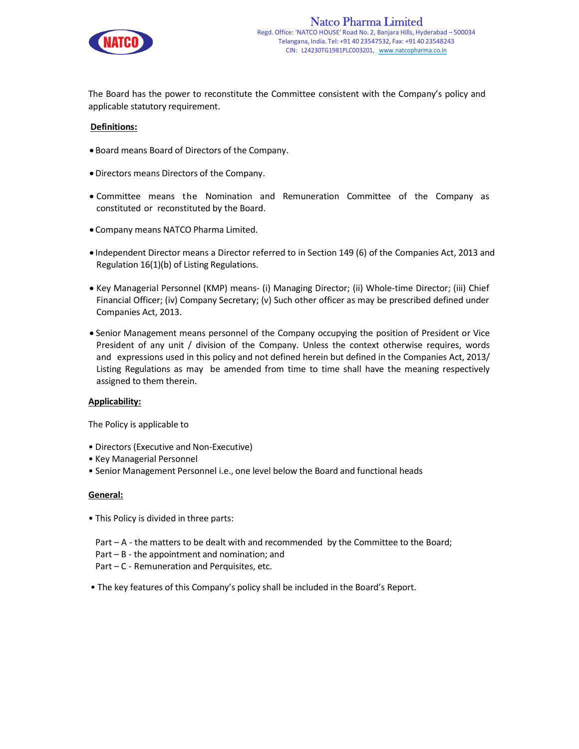The Board has the power to reconstitute the Committee consistent with the Company's policy and applicable statutory requirement.

**Definitions:**

- Board means Board of Directors of the Company.
- Directors means Directors of the Company.
- Committee means the Nomination and Remuneration Committee of the Company as constituted or reconstituted by the Board.
- Company means NATCO Pharma Limited.
- Independent Director means a Director referred to in Section 149 (6) of the Companies Act, 2013 and Regulation 16(1)(b) of Listing Regulations.
- Key Managerial Personnel (KMP) means- (i) Managing Director; (ii) Whole-time Director; (iii) Chief Financial Officer; (iv) Company Secretary; (v) Such other officer as may be prescribed defined under Companies Act, 2013.
- Senior Management means personnel of the Company occupying the position of President or Vice President of any unit / division of the Company. Unless the context otherwise requires, words and expressions used in this policy and not defined herein but defined in the Companies Act, 2013/ Listing Regulations as may be amended from time to time shall have the meaning respectively assigned to them therein.

**Applicability:**

The Policy is applicable to

- Directors (Executive and Non-Executive)
- Key Managerial Personnel
- Senior Management Personnel i.e., one level below the Board and functional heads

**General:**

- This Policy is divided in three parts:

  Part – A - the matters to be dealt with and recommended by the Committee to the Board;
  Part – B - the appointment and nomination; and
  Part – C - Remuneration and Perquisites, etc.

- The key features of this Company's policy shall be included in the Board's Report.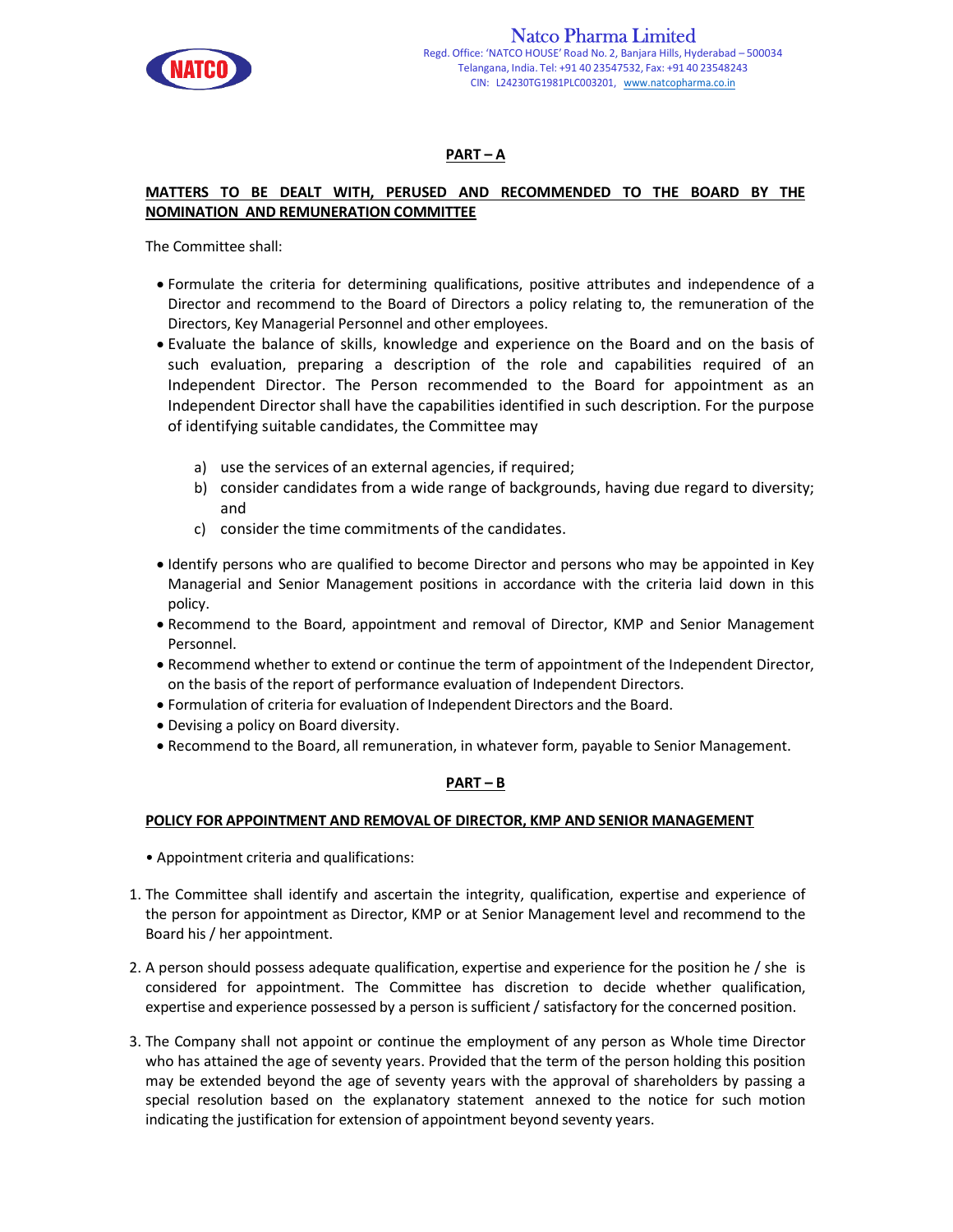## PART – A

**MATTERS TO BE DEALT WITH, PERUSED AND RECOMMENDED TO THE BOARD BY THE NOMINATION AND REMUNERATION COMMITTEE**

The Committee shall:

- Formulate the criteria for determining qualifications, positive attributes and independence of a Director and recommend to the Board of Directors a policy relating to, the remuneration of the Directors, Key Managerial Personnel and other employees.
- Evaluate the balance of skills, knowledge and experience on the Board and on the basis of such evaluation, preparing a description of the role and capabilities required of an Independent Director. The Person recommended to the Board for appointment as an Independent Director shall have the capabilities identified in such description. For the purpose of identifying suitable candidates, the Committee may

    a) use the services of an external agencies, if required;
    b) consider candidates from a wide range of backgrounds, having due regard to diversity; and
    c) consider the time commitments of the candidates.

- Identify persons who are qualified to become Director and persons who may be appointed in Key Managerial and Senior Management positions in accordance with the criteria laid down in this policy.
- Recommend to the Board, appointment and removal of Director, KMP and Senior Management Personnel.
- Recommend whether to extend or continue the term of appointment of the Independent Director, on the basis of the report of performance evaluation of Independent Directors.
- Formulation of criteria for evaluation of Independent Directors and the Board.
- Devising a policy on Board diversity.
- Recommend to the Board, all remuneration, in whatever form, payable to Senior Management.

## PART – B

**POLICY FOR APPOINTMENT AND REMOVAL OF DIRECTOR, KMP AND SENIOR MANAGEMENT**

- Appointment criteria and qualifications:

1. The Committee shall identify and ascertain the integrity, qualification, expertise and experience of the person for appointment as Director, KMP or at Senior Management level and recommend to the Board his / her appointment.

2. A person should possess adequate qualification, expertise and experience for the position he / she is considered for appointment. The Committee has discretion to decide whether qualification, expertise and experience possessed by a person is sufficient / satisfactory for the concerned position.

3. The Company shall not appoint or continue the employment of any person as Whole time Director who has attained the age of seventy years. Provided that the term of the person holding this position may be extended beyond the age of seventy years with the approval of shareholders by passing a special resolution based on the explanatory statement annexed to the notice for such motion indicating the justification for extension of appointment beyond seventy years.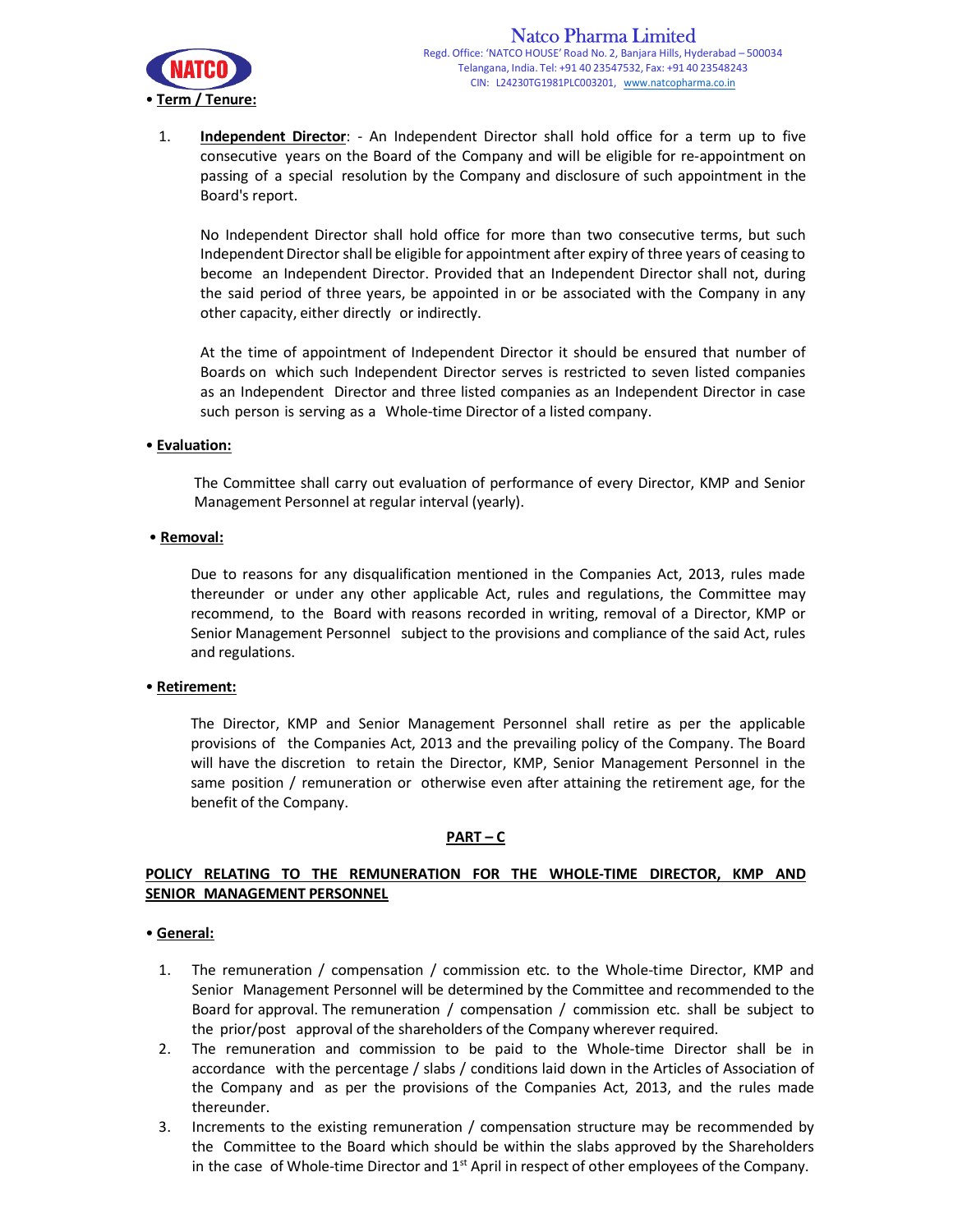• **Term / Tenure:**

1. **Independent Director**: - An Independent Director shall hold office for a term up to five consecutive years on the Board of the Company and will be eligible for re-appointment on passing of a special resolution by the Company and disclosure of such appointment in the Board's report.

   No Independent Director shall hold office for more than two consecutive terms, but such Independent Director shall be eligible for appointment after expiry of three years of ceasing to become an Independent Director. Provided that an Independent Director shall not, during the said period of three years, be appointed in or be associated with the Company in any other capacity, either directly or indirectly.

   At the time of appointment of Independent Director it should be ensured that number of Boards on which such Independent Director serves is restricted to seven listed companies as an Independent Director and three listed companies as an Independent Director in case such person is serving as a Whole-time Director of a listed company.

• **Evaluation:**

The Committee shall carry out evaluation of performance of every Director, KMP and Senior Management Personnel at regular interval (yearly).

• **Removal:**

Due to reasons for any disqualification mentioned in the Companies Act, 2013, rules made thereunder or under any other applicable Act, rules and regulations, the Committee may recommend, to the Board with reasons recorded in writing, removal of a Director, KMP or Senior Management Personnel subject to the provisions and compliance of the said Act, rules and regulations.

• **Retirement:**

The Director, KMP and Senior Management Personnel shall retire as per the applicable provisions of the Companies Act, 2013 and the prevailing policy of the Company. The Board will have the discretion to retain the Director, KMP, Senior Management Personnel in the same position / remuneration or otherwise even after attaining the retirement age, for the benefit of the Company.

## PART – C

### POLICY RELATING TO THE REMUNERATION FOR THE WHOLE-TIME DIRECTOR, KMP AND SENIOR MANAGEMENT PERSONNEL

• **General:**

1. The remuneration / compensation / commission etc. to the Whole-time Director, KMP and Senior Management Personnel will be determined by the Committee and recommended to the Board for approval. The remuneration / compensation / commission etc. shall be subject to the prior/post approval of the shareholders of the Company wherever required.
2. The remuneration and commission to be paid to the Whole-time Director shall be in accordance with the percentage / slabs / conditions laid down in the Articles of Association of the Company and as per the provisions of the Companies Act, 2013, and the rules made thereunder.
3. Increments to the existing remuneration / compensation structure may be recommended by the Committee to the Board which should be within the slabs approved by the Shareholders in the case of Whole-time Director and 1st April in respect of other employees of the Company.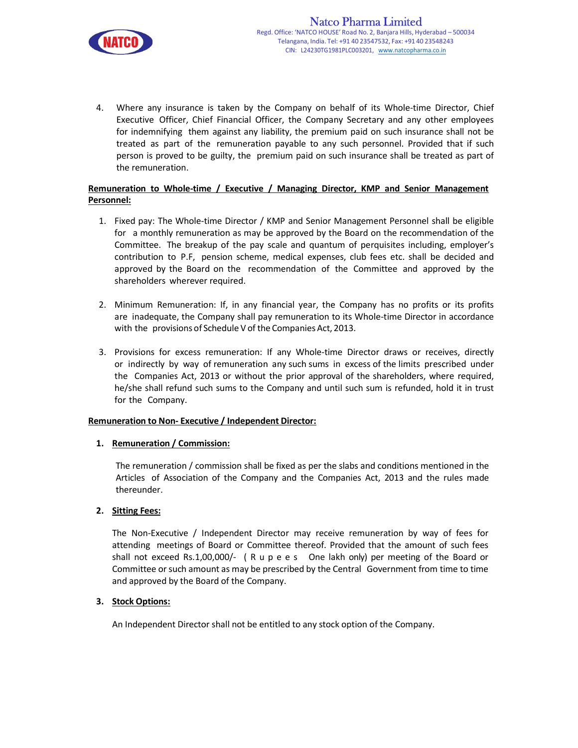4. Where any insurance is taken by the Company on behalf of its Whole-time Director, Chief Executive Officer, Chief Financial Officer, the Company Secretary and any other employees for indemnifying them against any liability, the premium paid on such insurance shall not be treated as part of the remuneration payable to any such personnel. Provided that if such person is proved to be guilty, the premium paid on such insurance shall be treated as part of the remuneration.

**Remuneration to Whole-time / Executive / Managing Director, KMP and Senior Management Personnel:**

1. Fixed pay: The Whole-time Director / KMP and Senior Management Personnel shall be eligible for a monthly remuneration as may be approved by the Board on the recommendation of the Committee. The breakup of the pay scale and quantum of perquisites including, employer's contribution to P.F, pension scheme, medical expenses, club fees etc. shall be decided and approved by the Board on the recommendation of the Committee and approved by the shareholders wherever required.

2. Minimum Remuneration: If, in any financial year, the Company has no profits or its profits are inadequate, the Company shall pay remuneration to its Whole-time Director in accordance with the provisions of Schedule V of the Companies Act, 2013.

3. Provisions for excess remuneration: If any Whole-time Director draws or receives, directly or indirectly by way of remuneration any such sums in excess of the limits prescribed under the Companies Act, 2013 or without the prior approval of the shareholders, where required, he/she shall refund such sums to the Company and until such sum is refunded, hold it in trust for the Company.

**Remuneration to Non- Executive / Independent Director:**

1. **Remuneration / Commission:**

   The remuneration / commission shall be fixed as per the slabs and conditions mentioned in the Articles of Association of the Company and the Companies Act, 2013 and the rules made thereunder.

2. **Sitting Fees:**

   The Non-Executive / Independent Director may receive remuneration by way of fees for attending meetings of Board or Committee thereof. Provided that the amount of such fees shall not exceed Rs.1,00,000/- (Rupees One lakh only) per meeting of the Board or Committee or such amount as may be prescribed by the Central Government from time to time and approved by the Board of the Company.

3. **Stock Options:**

   An Independent Director shall not be entitled to any stock option of the Company.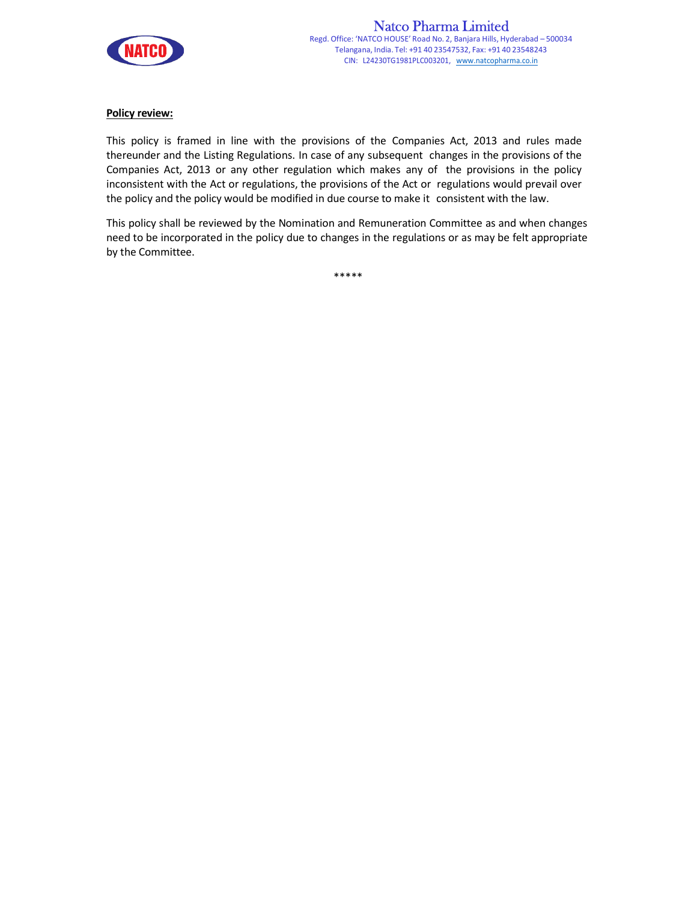**Policy review:**

This policy is framed in line with the provisions of the Companies Act, 2013 and rules made thereunder and the Listing Regulations. In case of any subsequent changes in the provisions of the Companies Act, 2013 or any other regulation which makes any of the provisions in the policy inconsistent with the Act or regulations, the provisions of the Act or regulations would prevail over the policy and the policy would be modified in due course to make it consistent with the law.

This policy shall be reviewed by the Nomination and Remuneration Committee as and when changes need to be incorporated in the policy due to changes in the regulations or as may be felt appropriate by the Committee.

*****